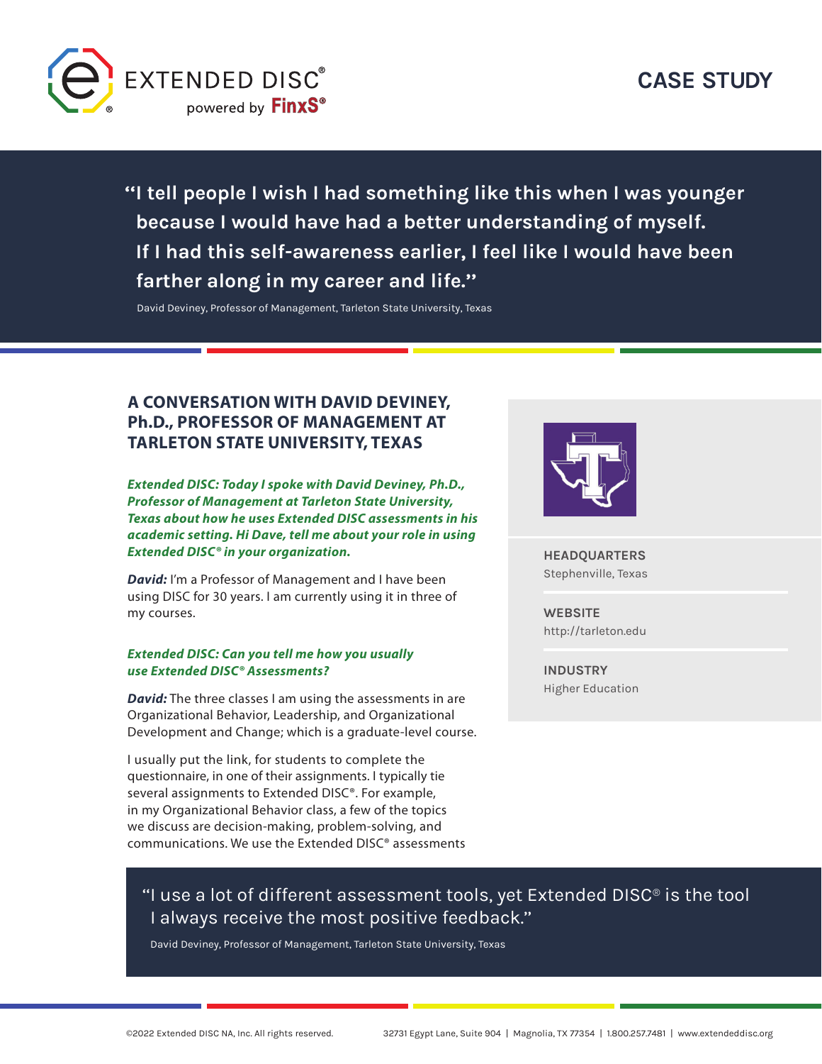EXTENDED DISC®
powered by FinxS®

# CASE STUDY

**"I tell people I wish I had something like this when I was younger because I would have had a better understanding of myself. If I had this self-awareness earlier, I feel like I would have been farther along in my career and life."**

David Deviney, Professor of Management, Tarleton State University, Texas

## A CONVERSATION WITH DAVID DEVINEY, Ph.D., PROFESSOR OF MANAGEMENT AT TARLETON STATE UNIVERSITY, TEXAS

***Extended DISC: Today I spoke with David Deviney, Ph.D., Professor of Management at Tarleton State University, Texas about how he uses Extended DISC assessments in his academic setting. Hi Dave, tell me about your role in using Extended DISC® in your organization.***

***David:*** I'm a Professor of Management and I have been using DISC for 30 years. I am currently using it in three of my courses.

***Extended DISC: Can you tell me how you usually use Extended DISC® Assessments?***

***David:*** The three classes I am using the assessments in are Organizational Behavior, Leadership, and Organizational Development and Change; which is a graduate-level course.

I usually put the link, for students to complete the questionnaire, in one of their assignments. I typically tie several assignments to Extended DISC®. For example, in my Organizational Behavior class, a few of the topics we discuss are decision-making, problem-solving, and communications. We use the Extended DISC® assessments

**HEADQUARTERS**
Stephenville, Texas

**WEBSITE**
http://tarleton.edu

**INDUSTRY**
Higher Education

"I use a lot of different assessment tools, yet Extended DISC® is the tool I always receive the most positive feedback."

David Deviney, Professor of Management, Tarleton State University, Texas

©2022 Extended DISC NA, Inc. All rights reserved. 32731 Egypt Lane, Suite 904 | Magnolia, TX 77354 | 1.800.257.7481 | www.extendeddisc.org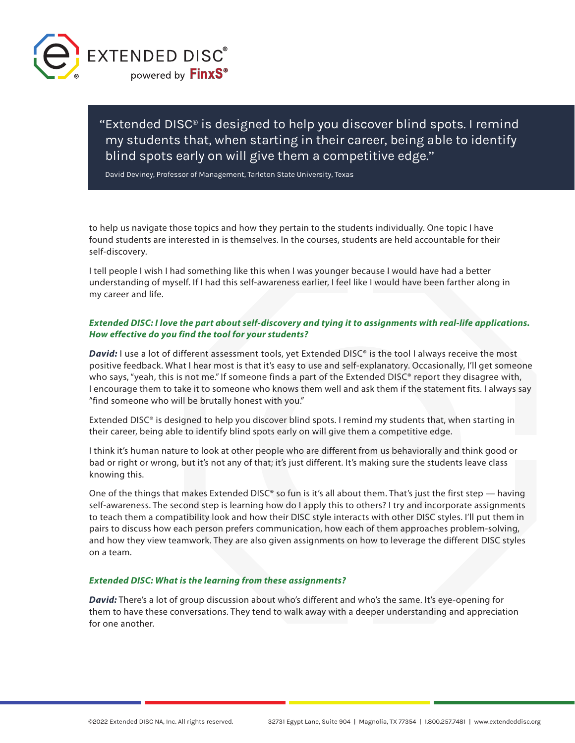> "Extended DISC® is designed to help you discover blind spots. I remind my students that, when starting in their career, being able to identify blind spots early on will give them a competitive edge."
>
> David Deviney, Professor of Management, Tarleton State University, Texas

to help us navigate those topics and how they pertain to the students individually. One topic I have found students are interested in is themselves. In the courses, students are held accountable for their self-discovery.

I tell people I wish I had something like this when I was younger because I would have had a better understanding of myself. If I had this self-awareness earlier, I feel like I would have been farther along in my career and life.

***Extended DISC: I love the part about self-discovery and tying it to assignments with real-life applications. How effective do you find the tool for your students?***

***David:*** I use a lot of different assessment tools, yet Extended DISC® is the tool I always receive the most positive feedback. What I hear most is that it's easy to use and self-explanatory. Occasionally, I'll get someone who says, "yeah, this is not me." If someone finds a part of the Extended DISC® report they disagree with, I encourage them to take it to someone who knows them well and ask them if the statement fits. I always say "find someone who will be brutally honest with you."

Extended DISC® is designed to help you discover blind spots. I remind my students that, when starting in their career, being able to identify blind spots early on will give them a competitive edge.

I think it's human nature to look at other people who are different from us behaviorally and think good or bad or right or wrong, but it's not any of that; it's just different. It's making sure the students leave class knowing this.

One of the things that makes Extended DISC® so fun is it's all about them. That's just the first step — having self-awareness. The second step is learning how do I apply this to others? I try and incorporate assignments to teach them a compatibility look and how their DISC style interacts with other DISC styles. I'll put them in pairs to discuss how each person prefers communication, how each of them approaches problem-solving, and how they view teamwork. They are also given assignments on how to leverage the different DISC styles on a team.

***Extended DISC: What is the learning from these assignments?***

***David:*** There's a lot of group discussion about who's different and who's the same. It's eye-opening for them to have these conversations. They tend to walk away with a deeper understanding and appreciation for one another.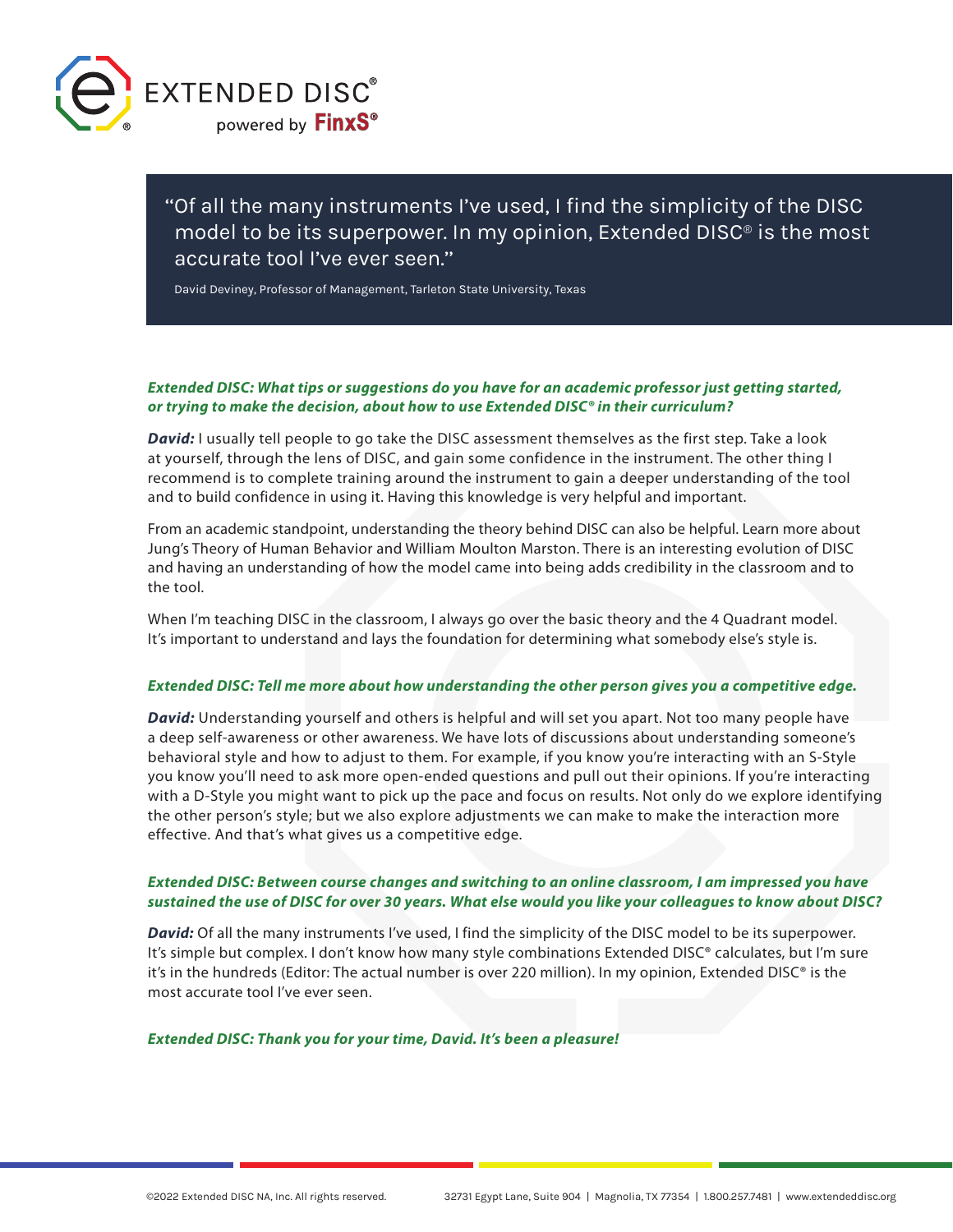EXTENDED DISC®
powered by FinxS®

> "Of all the many instruments I've used, I find the simplicity of the DISC model to be its superpower. In my opinion, Extended DISC® is the most accurate tool I've ever seen."
>
> David Deviney, Professor of Management, Tarleton State University, Texas

***Extended DISC: What tips or suggestions do you have for an academic professor just getting started, or trying to make the decision, about how to use Extended DISC® in their curriculum?***

***David:*** I usually tell people to go take the DISC assessment themselves as the first step. Take a look at yourself, through the lens of DISC, and gain some confidence in the instrument. The other thing I recommend is to complete training around the instrument to gain a deeper understanding of the tool and to build confidence in using it. Having this knowledge is very helpful and important.

From an academic standpoint, understanding the theory behind DISC can also be helpful. Learn more about Jung's Theory of Human Behavior and William Moulton Marston. There is an interesting evolution of DISC and having an understanding of how the model came into being adds credibility in the classroom and to the tool.

When I'm teaching DISC in the classroom, I always go over the basic theory and the 4 Quadrant model. It's important to understand and lays the foundation for determining what somebody else's style is.

***Extended DISC: Tell me more about how understanding the other person gives you a competitive edge.***

***David:*** Understanding yourself and others is helpful and will set you apart. Not too many people have a deep self-awareness or other awareness. We have lots of discussions about understanding someone's behavioral style and how to adjust to them. For example, if you know you're interacting with an S-Style you know you'll need to ask more open-ended questions and pull out their opinions. If you're interacting with a D-Style you might want to pick up the pace and focus on results. Not only do we explore identifying the other person's style; but we also explore adjustments we can make to make the interaction more effective. And that's what gives us a competitive edge.

***Extended DISC: Between course changes and switching to an online classroom, I am impressed you have sustained the use of DISC for over 30 years. What else would you like your colleagues to know about DISC?***

***David:*** Of all the many instruments I've used, I find the simplicity of the DISC model to be its superpower. It's simple but complex. I don't know how many style combinations Extended DISC® calculates, but I'm sure it's in the hundreds (Editor: The actual number is over 220 million). In my opinion, Extended DISC® is the most accurate tool I've ever seen.

***Extended DISC: Thank you for your time, David. It's been a pleasure!***

©2022 Extended DISC NA, Inc. All rights reserved. 32731 Egypt Lane, Suite 904 | Magnolia, TX 77354 | 1.800.257.7481 | www.extendeddisc.org